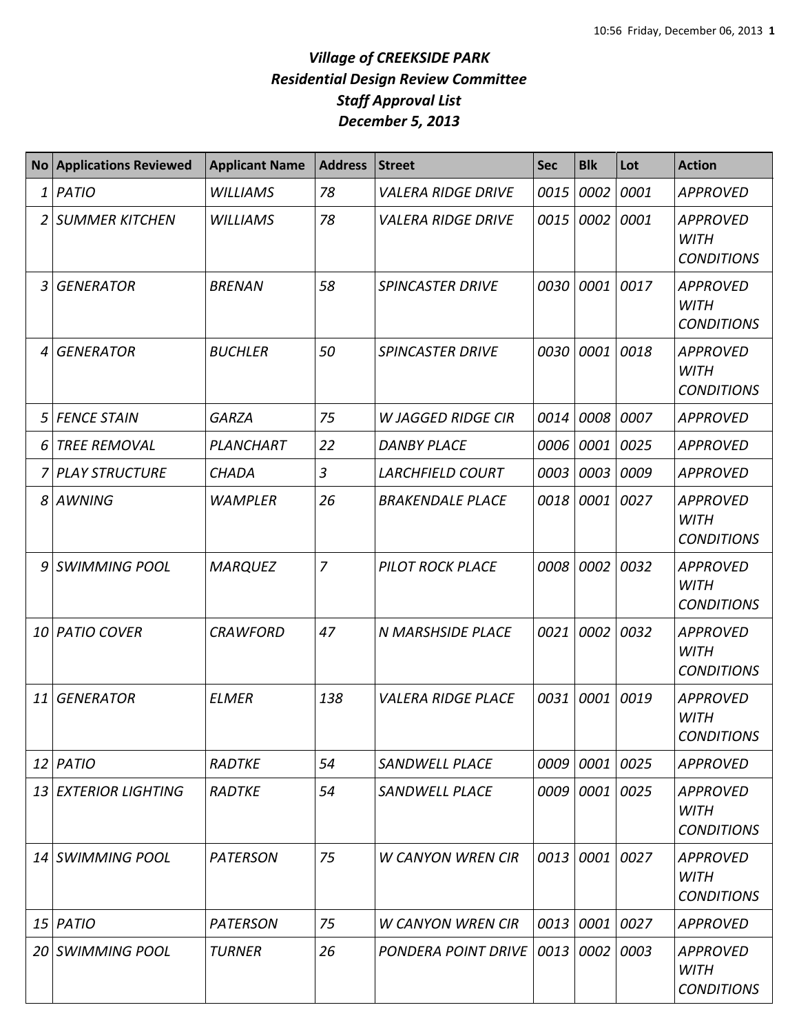*Village of CREEKSIDE PARK*
*Residential Design Review Committee*
*Staff Approval List*
*December 5, 2013*

| No | Applications Reviewed | Applicant Name | Address | Street | Sec | Blk | Lot | Action |
|---|---|---|---|---|---|---|---|---|
| 1 | PATIO | WILLIAMS | 78 | VALERA RIDGE DRIVE | 0015 | 0002 | 0001 | APPROVED |
| 2 | SUMMER KITCHEN | WILLIAMS | 78 | VALERA RIDGE DRIVE | 0015 | 0002 | 0001 | APPROVED WITH CONDITIONS |
| 3 | GENERATOR | BRENAN | 58 | SPINCASTER DRIVE | 0030 | 0001 | 0017 | APPROVED WITH CONDITIONS |
| 4 | GENERATOR | BUCHLER | 50 | SPINCASTER DRIVE | 0030 | 0001 | 0018 | APPROVED WITH CONDITIONS |
| 5 | FENCE STAIN | GARZA | 75 | W JAGGED RIDGE CIR | 0014 | 0008 | 0007 | APPROVED |
| 6 | TREE REMOVAL | PLANCHART | 22 | DANBY PLACE | 0006 | 0001 | 0025 | APPROVED |
| 7 | PLAY STRUCTURE | CHADA | 3 | LARCHFIELD COURT | 0003 | 0003 | 0009 | APPROVED |
| 8 | AWNING | WAMPLER | 26 | BRAKENDALE PLACE | 0018 | 0001 | 0027 | APPROVED WITH CONDITIONS |
| 9 | SWIMMING POOL | MARQUEZ | 7 | PILOT ROCK PLACE | 0008 | 0002 | 0032 | APPROVED WITH CONDITIONS |
| 10 | PATIO COVER | CRAWFORD | 47 | N MARSHSIDE PLACE | 0021 | 0002 | 0032 | APPROVED WITH CONDITIONS |
| 11 | GENERATOR | ELMER | 138 | VALERA RIDGE PLACE | 0031 | 0001 | 0019 | APPROVED WITH CONDITIONS |
| 12 | PATIO | RADTKE | 54 | SANDWELL PLACE | 0009 | 0001 | 0025 | APPROVED |
| 13 | EXTERIOR LIGHTING | RADTKE | 54 | SANDWELL PLACE | 0009 | 0001 | 0025 | APPROVED WITH CONDITIONS |
| 14 | SWIMMING POOL | PATERSON | 75 | W CANYON WREN CIR | 0013 | 0001 | 0027 | APPROVED WITH CONDITIONS |
| 15 | PATIO | PATERSON | 75 | W CANYON WREN CIR | 0013 | 0001 | 0027 | APPROVED |
| 20 | SWIMMING POOL | TURNER | 26 | PONDERA POINT DRIVE | 0013 | 0002 | 0003 | APPROVED WITH CONDITIONS |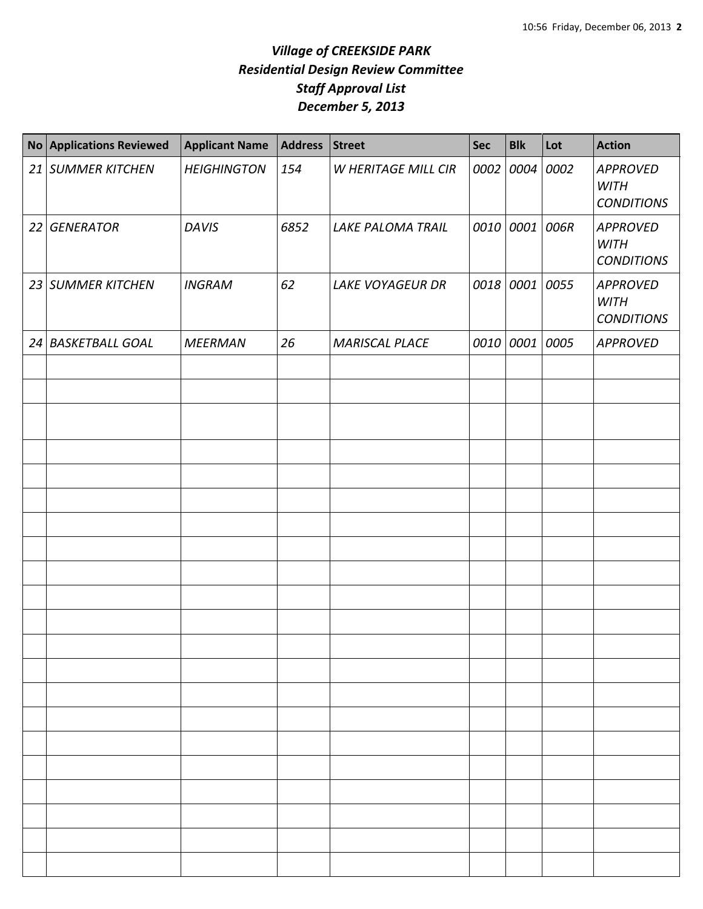# *Village of CREEKSIDE PARK*
## *Residential Design Review Committee*
## *Staff Approval List*
## *December 5, 2013*

| No | Applications Reviewed | Applicant Name | Address | Street | Sec | Blk | Lot | Action |
|---|---|---|---|---|---|---|---|---|
| *21* | *SUMMER KITCHEN* | *HEIGHINGTON* | *154* | *W HERITAGE MILL CIR* | *0002* | *0004* | *0002* | *APPROVED WITH CONDITIONS* |
| *22* | *GENERATOR* | *DAVIS* | *6852* | *LAKE PALOMA TRAIL* | *0010* | *0001* | *006R* | *APPROVED WITH CONDITIONS* |
| *23* | *SUMMER KITCHEN* | *INGRAM* | *62* | *LAKE VOYAGEUR DR* | *0018* | *0001* | *0055* | *APPROVED WITH CONDITIONS* |
| *24* | *BASKETBALL GOAL* | *MEERMAN* | *26* | *MARISCAL PLACE* | *0010* | *0001* | *0005* | *APPROVED* |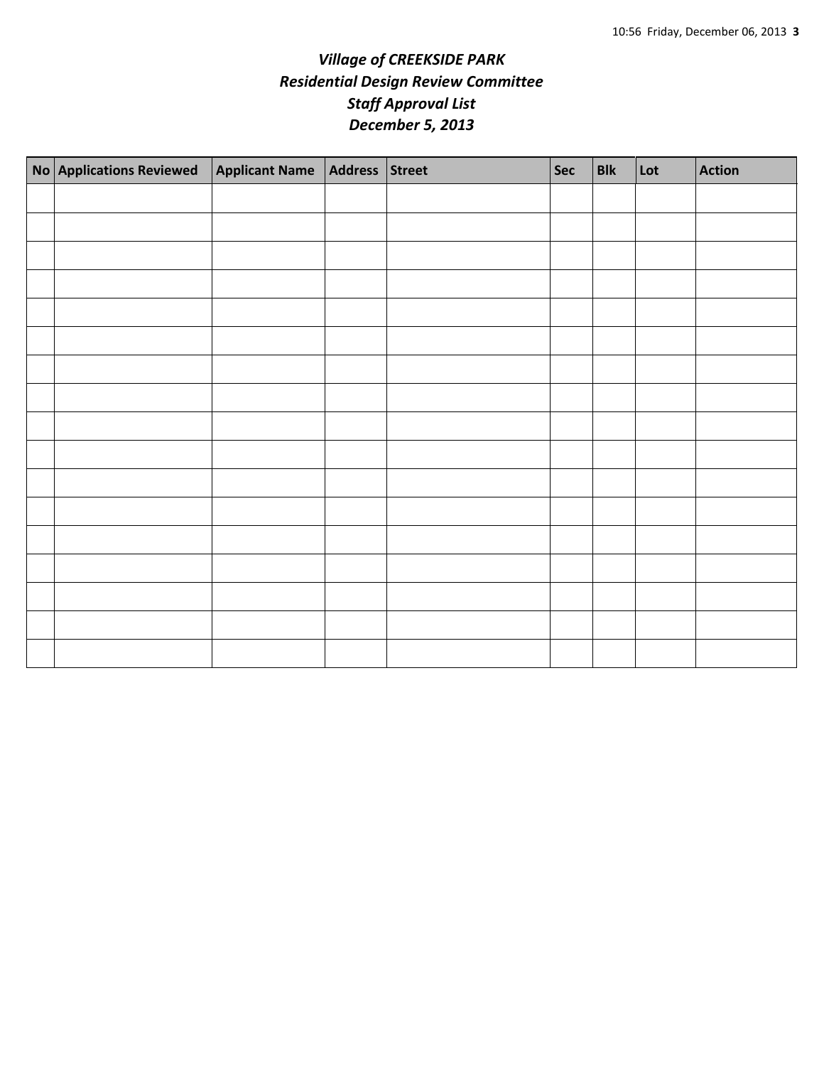# *Village of CREEKSIDE PARK*
## *Residential Design Review Committee*
## *Staff Approval List*
## *December 5, 2013*

| No | Applications Reviewed | Applicant Name | Address | Street | Sec | Blk | Lot | Action |
|---|---|---|---|---|---|---|---|---|
| | | | | | | | | |
| | | | | | | | | |
| | | | | | | | | |
| | | | | | | | | |
| | | | | | | | | |
| | | | | | | | | |
| | | | | | | | | |
| | | | | | | | | |
| | | | | | | | | |
| | | | | | | | | |
| | | | | | | | | |
| | | | | | | | | |
| | | | | | | | | |
| | | | | | | | | |
| | | | | | | | | |
| | | | | | | | | |
| | | | | | | | | |